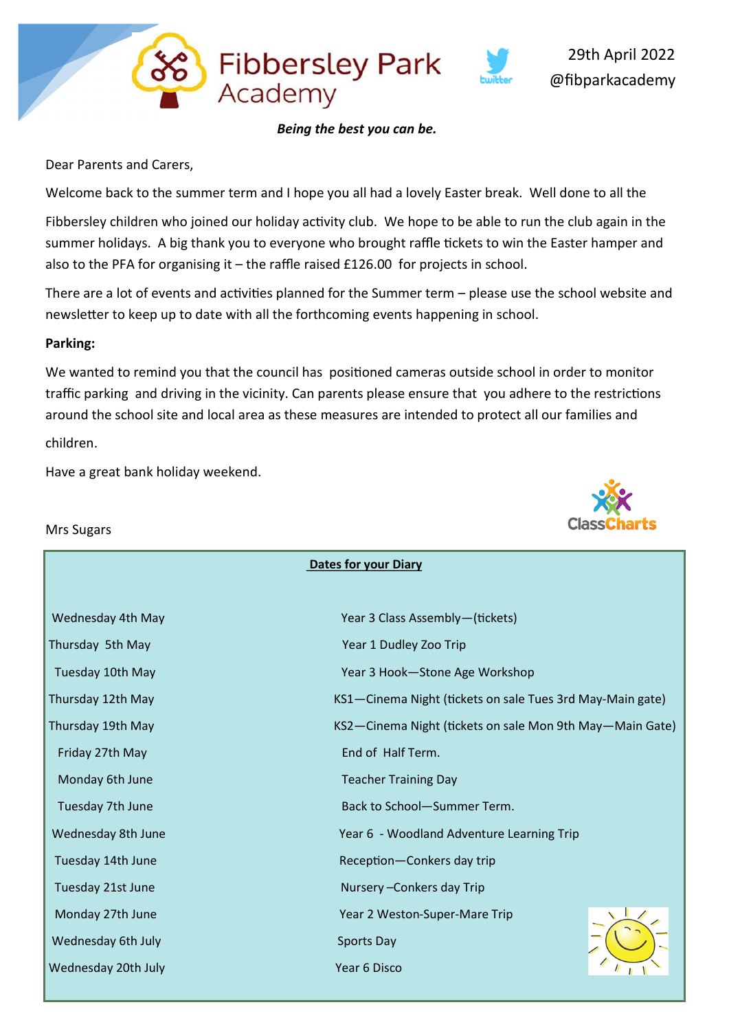# Fibbersley Park Academy

29th April 2022

@fibparkacademy

***Being the best you can be.***

Dear Parents and Carers,

Welcome back to the summer term and I hope you all had a lovely Easter break. Well done to all the Fibbersley children who joined our holiday activity club. We hope to be able to run the club again in the summer holidays. A big thank you to everyone who brought raffle tickets to win the Easter hamper and also to the PFA for organising it – the raffle raised £126.00 for projects in school.

There are a lot of events and activities planned for the Summer term – please use the school website and newsletter to keep up to date with all the forthcoming events happening in school.

**Parking:**

We wanted to remind you that the council has positioned cameras outside school in order to monitor traffic parking and driving in the vicinity. Can parents please ensure that you adhere to the restrictions around the school site and local area as these measures are intended to protect all our families and children.

Have a great bank holiday weekend.

Mrs Sugars

## Dates for your Diary

| Date | Event |
|---|---|
| Wednesday 4th May | Year 3 Class Assembly—(tickets) |
| Thursday 5th May | Year 1 Dudley Zoo Trip |
| Tuesday 10th May | Year 3 Hook—Stone Age Workshop |
| Thursday 12th May | KS1—Cinema Night (tickets on sale Tues 3rd May-Main gate) |
| Thursday 19th May | KS2—Cinema Night (tickets on sale Mon 9th May—Main Gate) |
| Friday 27th May | End of Half Term. |
| Monday 6th June | Teacher Training Day |
| Tuesday 7th June | Back to School—Summer Term. |
| Wednesday 8th June | Year 6 - Woodland Adventure Learning Trip |
| Tuesday 14th June | Reception—Conkers day trip |
| Tuesday 21st June | Nursery –Conkers day Trip |
| Monday 27th June | Year 2 Weston-Super-Mare Trip |
| Wednesday 6th July | Sports Day |
| Wednesday 20th July | Year 6 Disco |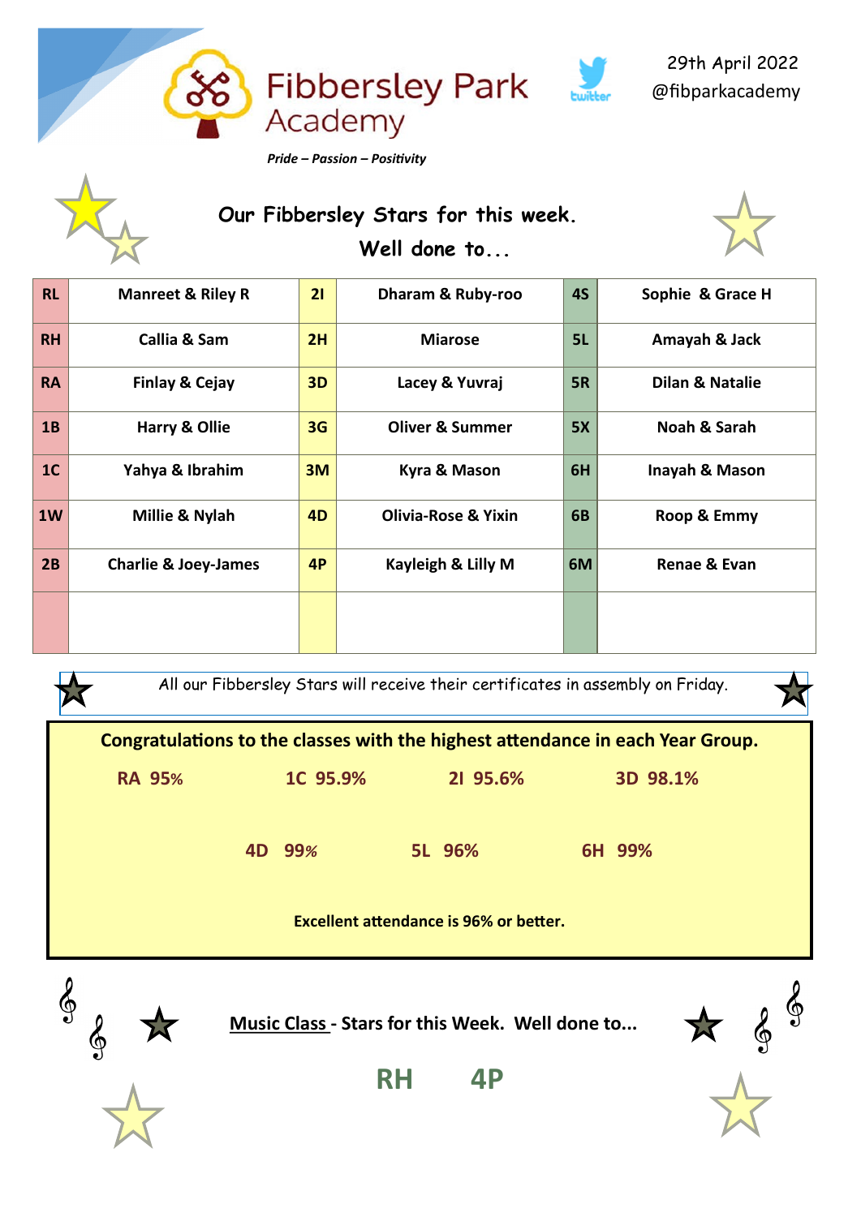# Fibbersley Park Academy

*Pride – Passion – Positivity*

29th April 2022
@fibparkacademy

## Our Fibbersley Stars for this week.
## Well done to...

| RL | Manreet & Riley R | 2I | Dharam & Ruby-roo | 4S | Sophie & Grace H |
|---|---|---|---|---|---|
| RH | Callia & Sam | 2H | Miarose | 5L | Amayah & Jack |
| RA | Finlay & Cejay | 3D | Lacey & Yuvraj | 5R | Dilan & Natalie |
| 1B | Harry & Ollie | 3G | Oliver & Summer | 5X | Noah & Sarah |
| 1C | Yahya & Ibrahim | 3M | Kyra & Mason | 6H | Inayah & Mason |
| 1W | Millie & Nylah | 4D | Olivia-Rose & Yixin | 6B | Roop & Emmy |
| 2B | Charlie & Joey-James | 4P | Kayleigh & Lilly M | 6M | Renae & Evan |
| | | | | | |

All our Fibbersley Stars will receive their certificates in assembly on Friday.

**Congratulations to the classes with the highest attendance in each Year Group.**

**RA 95%** **1C 95.9%** **2I 95.6%** **3D 98.1%**

**4D 99%** **5L 96%** **6H 99%**

**Excellent attendance is 96% or better.**

**Music Class - Stars for this Week. Well done to...**

**RH 4P**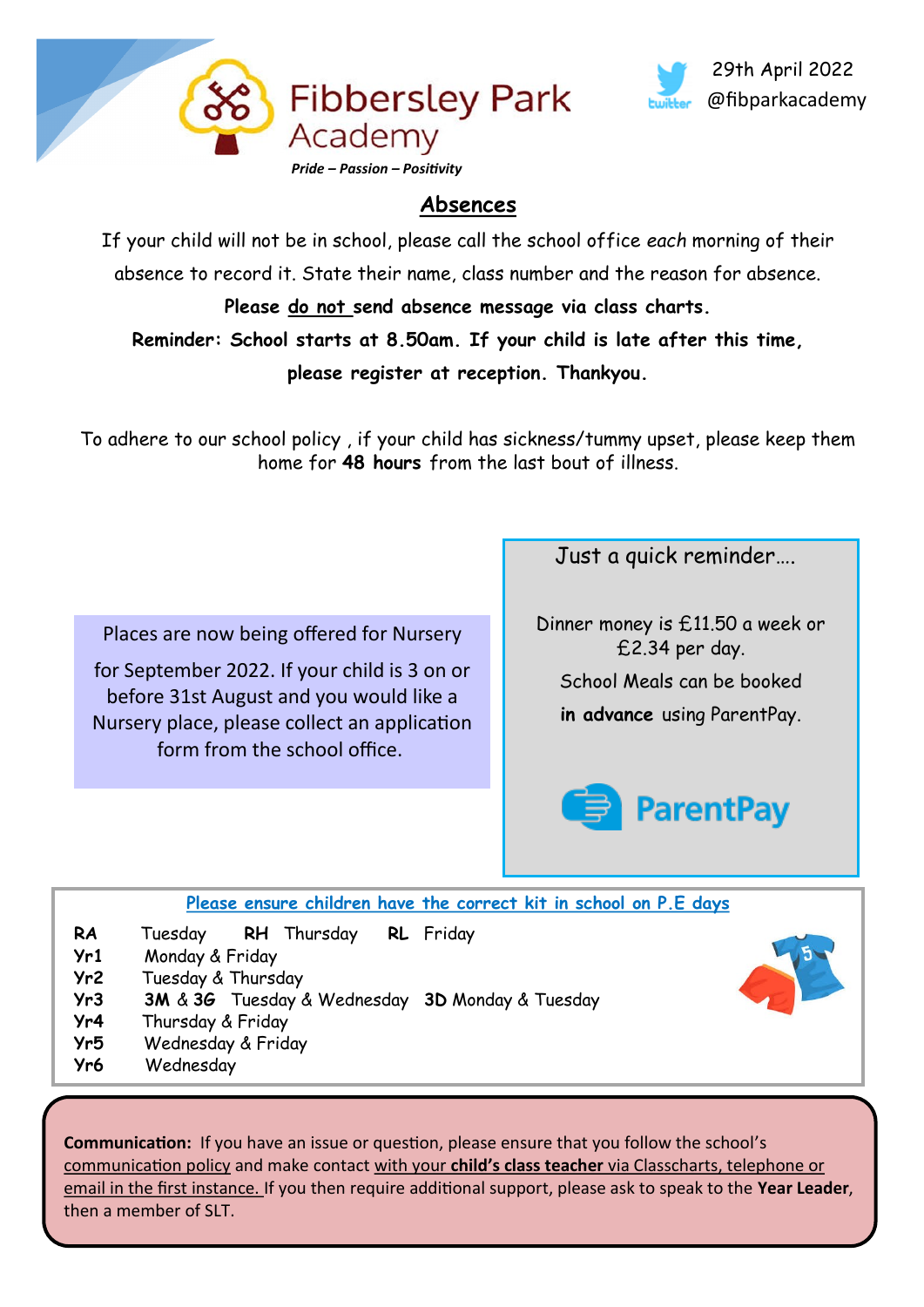# Fibbersley Park Academy

*Pride – Passion – Positivity*

29th April 2022

@fibparkacademy

## Absences

If your child will not be in school, please call the school office *each* morning of their absence to record it. State their name, class number and the reason for absence.

**Please do not send absence message via class charts.**

**Reminder: School starts at 8.50am. If your child is late after this time, please register at reception. Thankyou.**

To adhere to our school policy , if your child has sickness/tummy upset, please keep them home for **48 hours** from the last bout of illness.

Places are now being offered for Nursery for September 2022. If your child is 3 on or before 31st August and you would like a Nursery place, please collect an application form from the school office.

Just a quick reminder….

Dinner money is £11.50 a week or £2.34 per day.

School Meals can be booked **in advance** using ParentPay.

ParentPay

**Please ensure children have the correct kit in school on P.E days**

| | |
|---|---|
| **RA** | Tuesday **RH** Thursday **RL** Friday |
| **Yr1** | Monday & Friday |
| **Yr2** | Tuesday & Thursday |
| **Yr3** | **3M** & **3G** Tuesday & Wednesday **3D** Monday & Tuesday |
| **Yr4** | Thursday & Friday |
| **Yr5** | Wednesday & Friday |
| **Yr6** | Wednesday |

**Communication:** If you have an issue or question, please ensure that you follow the school's communication policy and make contact with your **child's class teacher** via Classcharts, telephone or email in the first instance. If you then require additional support, please ask to speak to the **Year Leader**, then a member of SLT.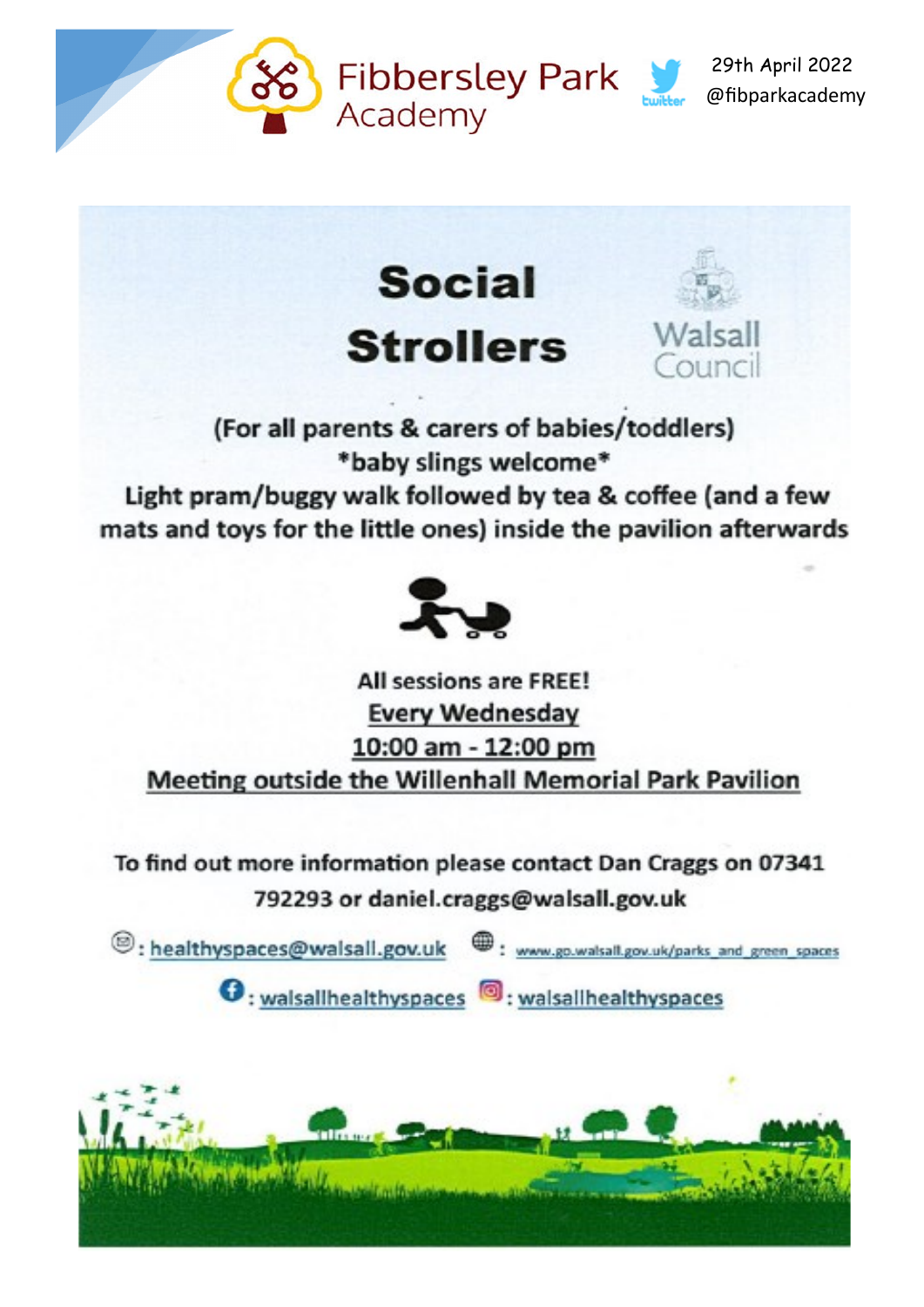# Social Strollers

Walsall Council

(For all parents & carers of babies/toddlers)

*baby slings welcome*

Light pram/buggy walk followed by tea & coffee (and a few mats and toys for the little ones) inside the pavilion afterwards

**All sessions are FREE!**

**Every Wednesday**

**10:00 am - 12:00 pm**

**Meeting outside the Willenhall Memorial Park Pavilion**

To find out more information please contact Dan Craggs on 07341 792293 or daniel.craggs@walsall.gov.uk

: healthyspaces@walsall.gov.uk : www.go.walsall.gov.uk/parks_and_green_spaces

: walsallhealthyspaces : walsallhealthyspaces